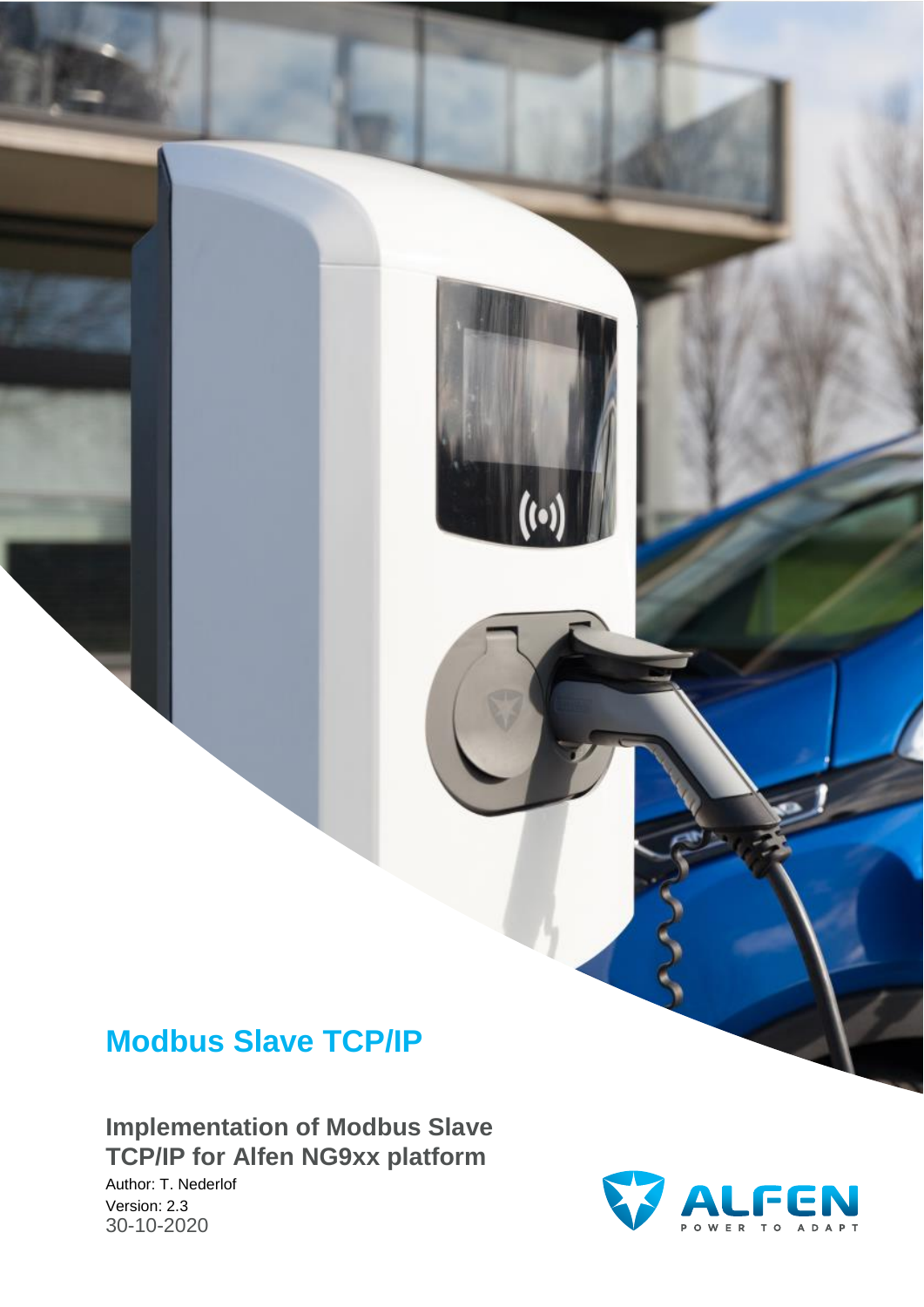# Modbus Slave TCP/IP

## Implementation of Modbus Slave TCP/IP for Alfen NG9xx platform

Author: T. Nederlof

Version: 2.3

30-10-2020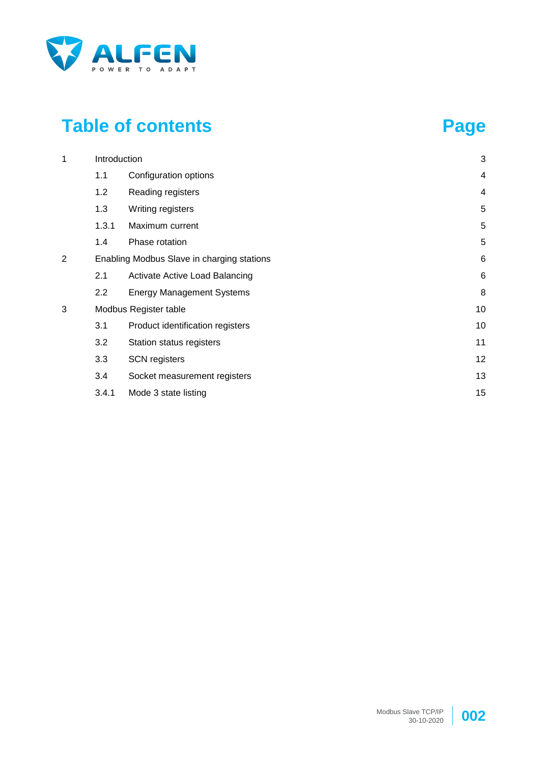# Table of contents

| | | | Page |
|---|---|---|---|
| 1 | Introduction | | 3 |
| | 1.1 | Configuration options | 4 |
| | 1.2 | Reading registers | 4 |
| | 1.3 | Writing registers | 5 |
| | 1.3.1 | Maximum current | 5 |
| | 1.4 | Phase rotation | 5 |
| 2 | Enabling Modbus Slave in charging stations | | 6 |
| | 2.1 | Activate Active Load Balancing | 6 |
| | 2.2 | Energy Management Systems | 8 |
| 3 | Modbus Register table | | 10 |
| | 3.1 | Product identification registers | 10 |
| | 3.2 | Station status registers | 11 |
| | 3.3 | SCN registers | 12 |
| | 3.4 | Socket measurement registers | 13 |
| | 3.4.1 | Mode 3 state listing | 15 |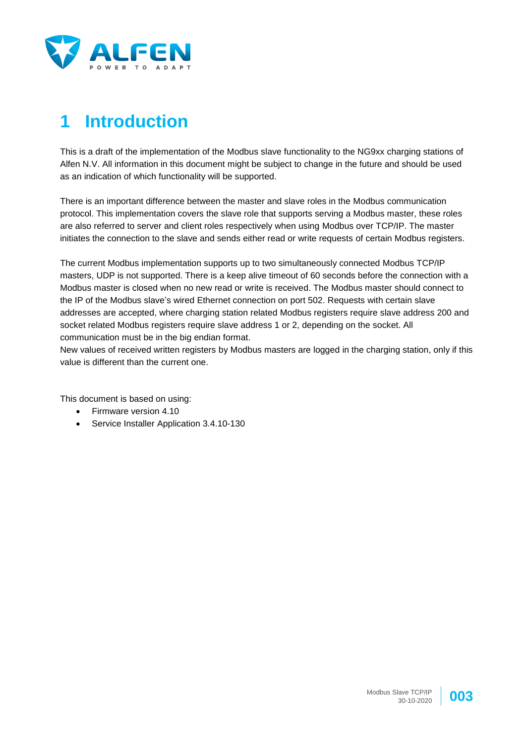# 1 Introduction

This is a draft of the implementation of the Modbus slave functionality to the NG9xx charging stations of Alfen N.V. All information in this document might be subject to change in the future and should be used as an indication of which functionality will be supported.

There is an important difference between the master and slave roles in the Modbus communication protocol. This implementation covers the slave role that supports serving a Modbus master, these roles are also referred to server and client roles respectively when using Modbus over TCP/IP. The master initiates the connection to the slave and sends either read or write requests of certain Modbus registers.

The current Modbus implementation supports up to two simultaneously connected Modbus TCP/IP masters, UDP is not supported. There is a keep alive timeout of 60 seconds before the connection with a Modbus master is closed when no new read or write is received. The Modbus master should connect to the IP of the Modbus slave's wired Ethernet connection on port 502. Requests with certain slave addresses are accepted, where charging station related Modbus registers require slave address 200 and socket related Modbus registers require slave address 1 or 2, depending on the socket. All communication must be in the big endian format.
New values of received written registers by Modbus masters are logged in the charging station, only if this value is different than the current one.

This document is based on using:

- Firmware version 4.10
- Service Installer Application 3.4.10-130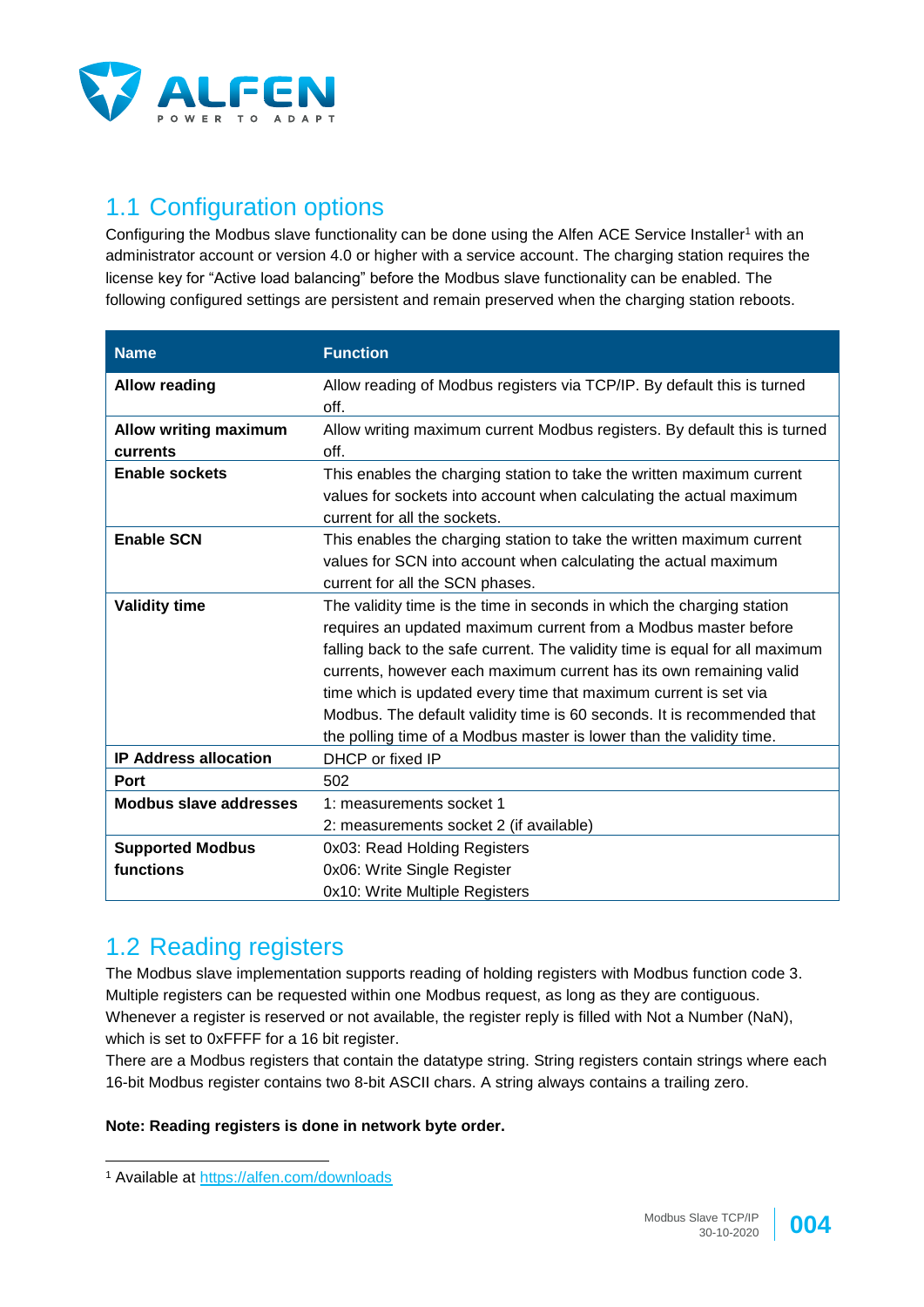## 1.1 Configuration options

Configuring the Modbus slave functionality can be done using the Alfen ACE Service Installer[1] with an administrator account or version 4.0 or higher with a service account. The charging station requires the license key for "Active load balancing" before the Modbus slave functionality can be enabled. The following configured settings are persistent and remain preserved when the charging station reboots.

| Name | Function |
|---|---|
| **Allow reading** | Allow reading of Modbus registers via TCP/IP. By default this is turned off. |
| **Allow writing maximum currents** | Allow writing maximum current Modbus registers. By default this is turned off. |
| **Enable sockets** | This enables the charging station to take the written maximum current values for sockets into account when calculating the actual maximum current for all the sockets. |
| **Enable SCN** | This enables the charging station to take the written maximum current values for SCN into account when calculating the actual maximum current for all the SCN phases. |
| **Validity time** | The validity time is the time in seconds in which the charging station requires an updated maximum current from a Modbus master before falling back to the safe current. The validity time is equal for all maximum currents, however each maximum current has its own remaining valid time which is updated every time that maximum current is set via Modbus. The default validity time is 60 seconds. It is recommended that the polling time of a Modbus master is lower than the validity time. |
| **IP Address allocation** | DHCP or fixed IP |
| **Port** | 502 |
| **Modbus slave addresses** | 1: measurements socket 1<br>2: measurements socket 2 (if available) |
| **Supported Modbus functions** | 0x03: Read Holding Registers<br>0x06: Write Single Register<br>0x10: Write Multiple Registers |

## 1.2 Reading registers

The Modbus slave implementation supports reading of holding registers with Modbus function code 3. Multiple registers can be requested within one Modbus request, as long as they are contiguous. Whenever a register is reserved or not available, the register reply is filled with Not a Number (NaN), which is set to 0xFFFF for a 16 bit register.
There are a Modbus registers that contain the datatype string. String registers contain strings where each 16-bit Modbus register contains two 8-bit ASCII chars. A string always contains a trailing zero.

**Note: Reading registers is done in network byte order.**

[1] Available at https://alfen.com/downloads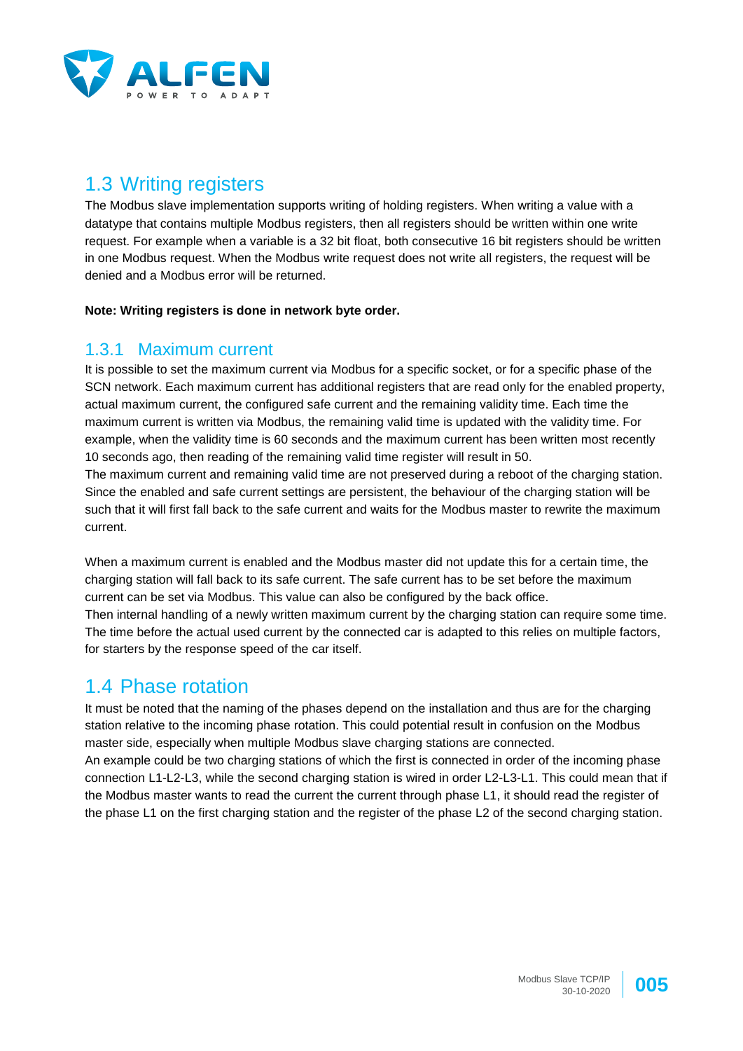## 1.3 Writing registers

The Modbus slave implementation supports writing of holding registers. When writing a value with a datatype that contains multiple Modbus registers, then all registers should be written within one write request. For example when a variable is a 32 bit float, both consecutive 16 bit registers should be written in one Modbus request. When the Modbus write request does not write all registers, the request will be denied and a Modbus error will be returned.

**Note: Writing registers is done in network byte order.**

### 1.3.1 Maximum current

It is possible to set the maximum current via Modbus for a specific socket, or for a specific phase of the SCN network. Each maximum current has additional registers that are read only for the enabled property, actual maximum current, the configured safe current and the remaining validity time. Each time the maximum current is written via Modbus, the remaining valid time is updated with the validity time. For example, when the validity time is 60 seconds and the maximum current has been written most recently 10 seconds ago, then reading of the remaining valid time register will result in 50.
The maximum current and remaining valid time are not preserved during a reboot of the charging station. Since the enabled and safe current settings are persistent, the behaviour of the charging station will be such that it will first fall back to the safe current and waits for the Modbus master to rewrite the maximum current.

When a maximum current is enabled and the Modbus master did not update this for a certain time, the charging station will fall back to its safe current. The safe current has to be set before the maximum current can be set via Modbus. This value can also be configured by the back office.
Then internal handling of a newly written maximum current by the charging station can require some time. The time before the actual used current by the connected car is adapted to this relies on multiple factors, for starters by the response speed of the car itself.

## 1.4 Phase rotation

It must be noted that the naming of the phases depend on the installation and thus are for the charging station relative to the incoming phase rotation. This could potential result in confusion on the Modbus master side, especially when multiple Modbus slave charging stations are connected.
An example could be two charging stations of which the first is connected in order of the incoming phase connection L1-L2-L3, while the second charging station is wired in order L2-L3-L1. This could mean that if the Modbus master wants to read the current the current through phase L1, it should read the register of the phase L1 on the first charging station and the register of the phase L2 of the second charging station.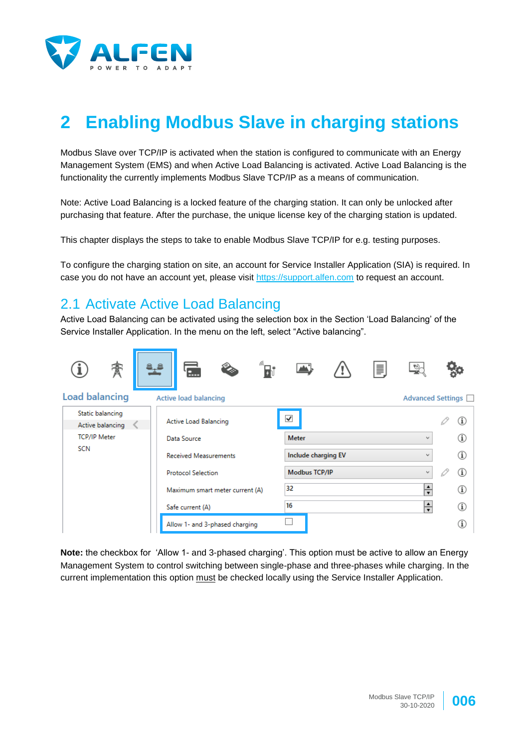# 2 Enabling Modbus Slave in charging stations

Modbus Slave over TCP/IP is activated when the station is configured to communicate with an Energy Management System (EMS) and when Active Load Balancing is activated. Active Load Balancing is the functionality the currently implements Modbus Slave TCP/IP as a means of communication.

Note: Active Load Balancing is a locked feature of the charging station. It can only be unlocked after purchasing that feature. After the purchase, the unique license key of the charging station is updated.

This chapter displays the steps to take to enable Modbus Slave TCP/IP for e.g. testing purposes.

To configure the charging station on site, an account for Service Installer Application (SIA) is required. In case you do not have an account yet, please visit https://support.alfen.com to request an account.

## 2.1 Activate Active Load Balancing

Active Load Balancing can be activated using the selection box in the Section 'Load Balancing' of the Service Installer Application. In the menu on the left, select "Active balancing".

**Note:** the checkbox for 'Allow 1- and 3-phased charging'. This option must be active to allow an Energy Management System to control switching between single-phase and three-phases while charging. In the current implementation this option must be checked locally using the Service Installer Application.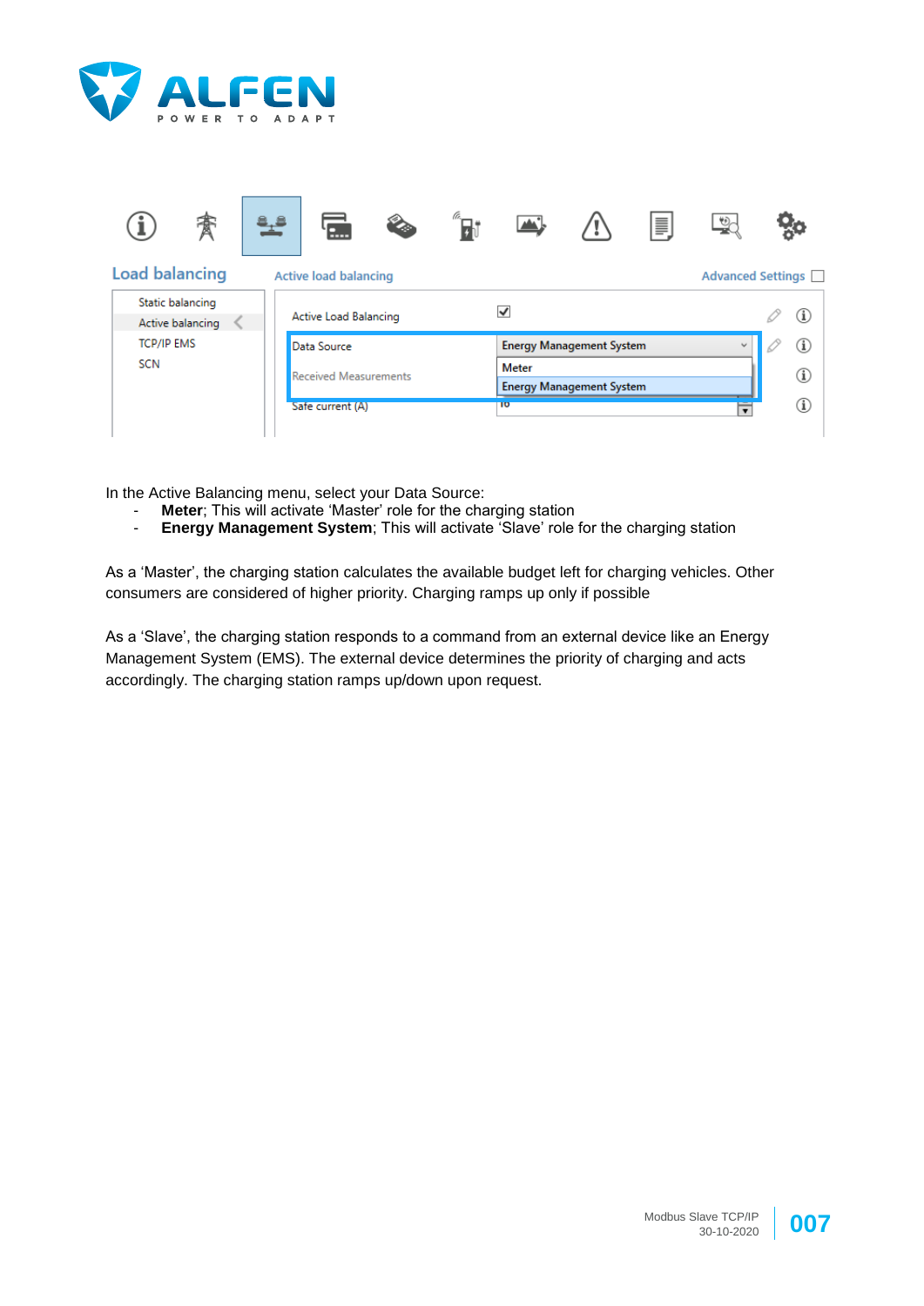In the Active Balancing menu, select your Data Source:

- **Meter**; This will activate 'Master' role for the charging station
- **Energy Management System**; This will activate 'Slave' role for the charging station

As a 'Master', the charging station calculates the available budget left for charging vehicles. Other consumers are considered of higher priority. Charging ramps up only if possible

As a 'Slave', the charging station responds to a command from an external device like an Energy Management System (EMS). The external device determines the priority of charging and acts accordingly. The charging station ramps up/down upon request.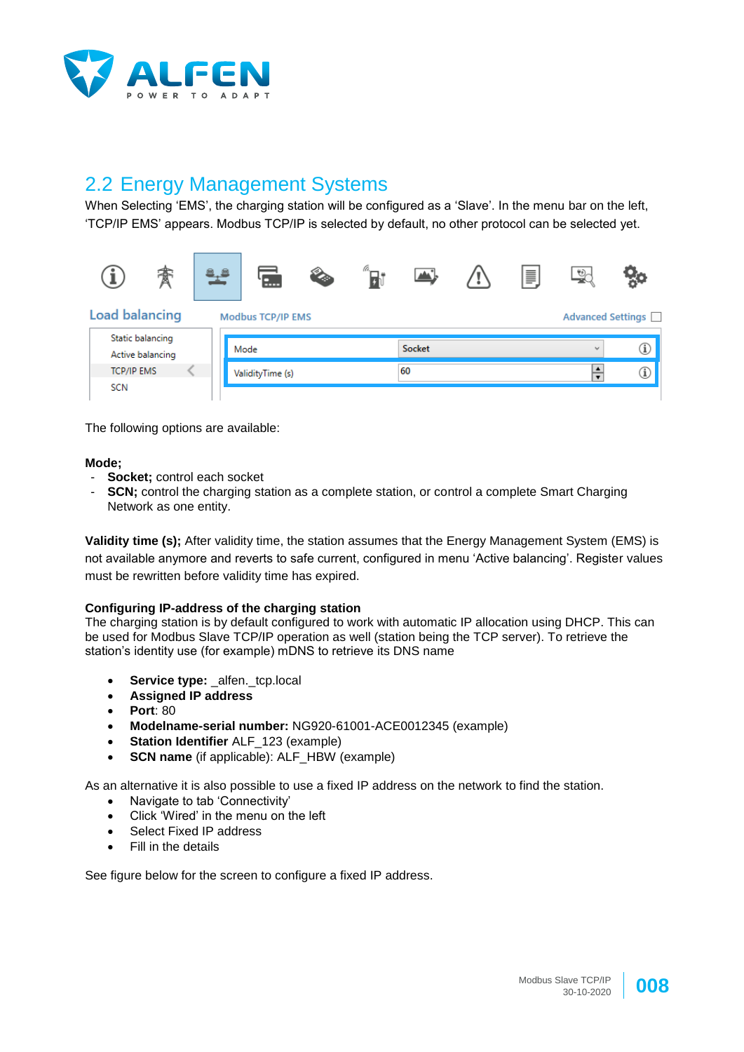## 2.2 Energy Management Systems

When Selecting ‘EMS’, the charging station will be configured as a ‘Slave’. In the menu bar on the left, ‘TCP/IP EMS’ appears. Modbus TCP/IP is selected by default, no other protocol can be selected yet.

The following options are available:

**Mode;**

- **Socket;** control each socket
- **SCN;** control the charging station as a complete station, or control a complete Smart Charging Network as one entity.

**Validity time (s);** After validity time, the station assumes that the Energy Management System (EMS) is not available anymore and reverts to safe current, configured in menu ‘Active balancing’. Register values must be rewritten before validity time has expired.

**Configuring IP-address of the charging station**

The charging station is by default configured to work with automatic IP allocation using DHCP. This can be used for Modbus Slave TCP/IP operation as well (station being the TCP server). To retrieve the station’s identity use (for example) mDNS to retrieve its DNS name

- **Service type:** _alfen._tcp.local
- **Assigned IP address**
- **Port**: 80
- **Modelname-serial number:** NG920-61001-ACE0012345 (example)
- **Station Identifier** ALF_123 (example)
- **SCN name** (if applicable): ALF_HBW (example)

As an alternative it is also possible to use a fixed IP address on the network to find the station.

- Navigate to tab ‘Connectivity’
- Click ‘Wired’ in the menu on the left
- Select Fixed IP address
- Fill in the details

See figure below for the screen to configure a fixed IP address.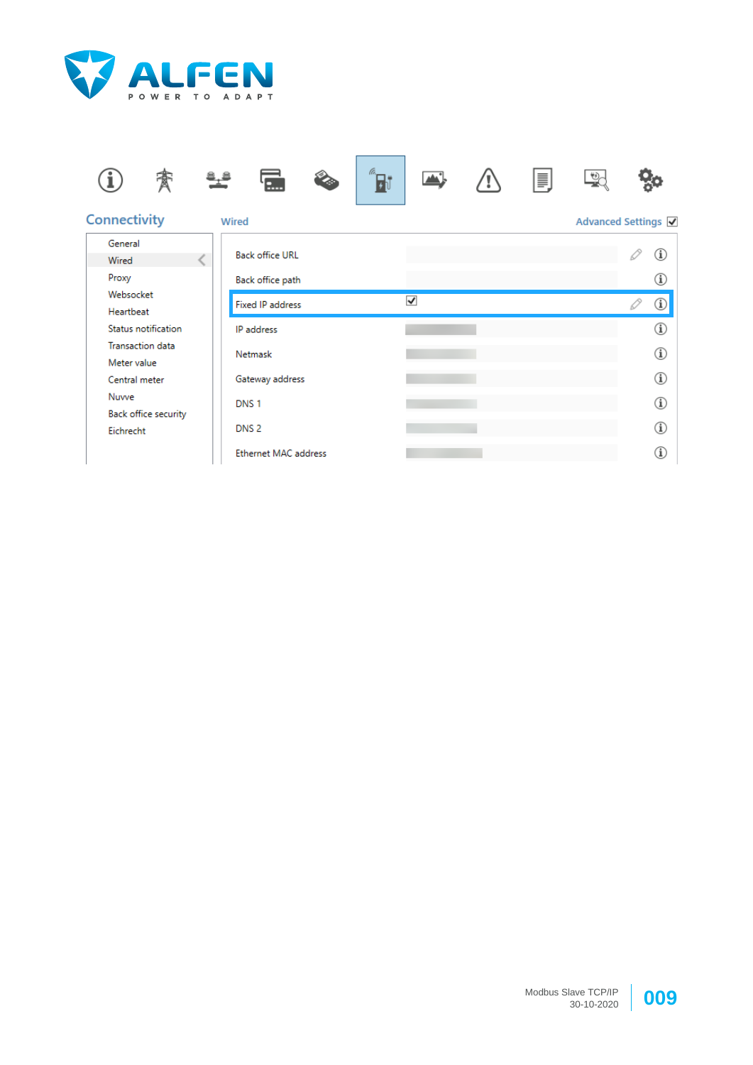Connectivity

- General
- Wired
- Proxy
- Websocket
- Heartbeat
- Status notification
- Transaction data
- Meter value
- Central meter
- Nuvve
- Back office security
- Eichrecht

Wired — Advanced Settings ☑

| Setting | Value |
|---|---|
| Back office URL | |
| Back office path | |
| Fixed IP address | ☑ |
| IP address | |
| Netmask | |
| Gateway address | |
| DNS 1 | |
| DNS 2 | |
| Ethernet MAC address | |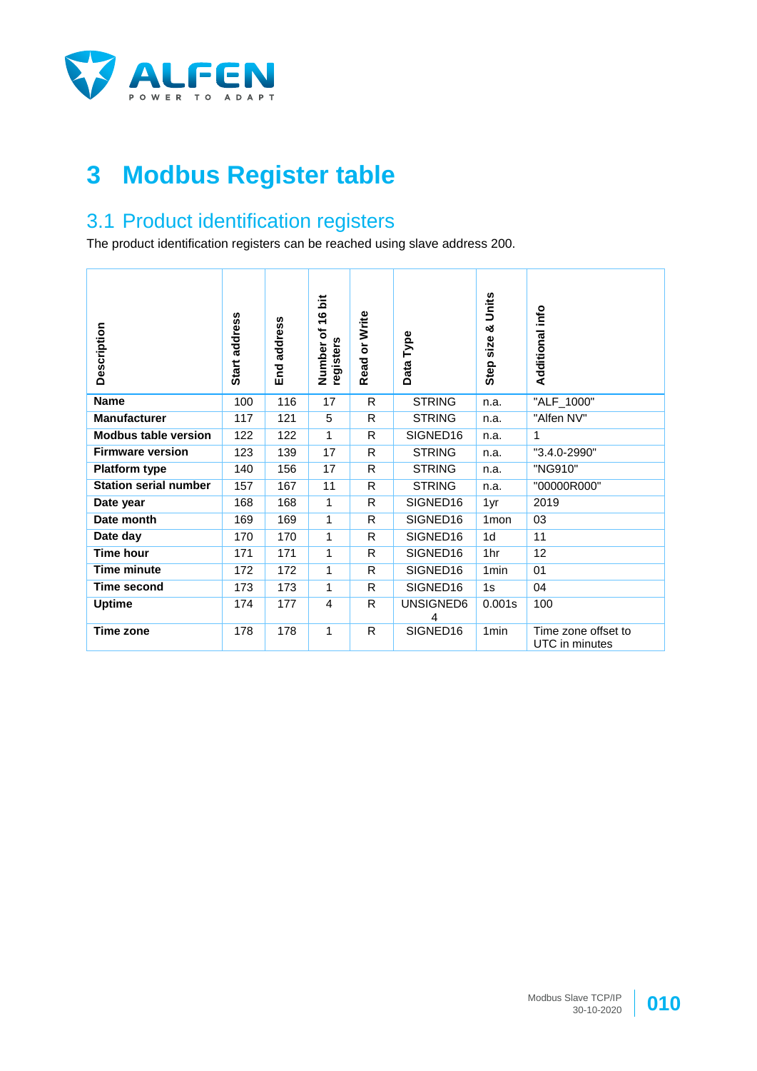# 3 Modbus Register table

## 3.1 Product identification registers

The product identification registers can be reached using slave address 200.

| Description | Start address | End address | Number of 16 bit registers | Read or Write | Data Type | Step size & Units | Additional info |
|---|---|---|---|---|---|---|---|
| **Name** | 100 | 116 | 17 | R | STRING | n.a. | "ALF_1000" |
| **Manufacturer** | 117 | 121 | 5 | R | STRING | n.a. | "Alfen NV" |
| **Modbus table version** | 122 | 122 | 1 | R | SIGNED16 | n.a. | 1 |
| **Firmware version** | 123 | 139 | 17 | R | STRING | n.a. | "3.4.0-2990" |
| **Platform type** | 140 | 156 | 17 | R | STRING | n.a. | "NG910" |
| **Station serial number** | 157 | 167 | 11 | R | STRING | n.a. | "00000R000" |
| **Date year** | 168 | 168 | 1 | R | SIGNED16 | 1yr | 2019 |
| **Date month** | 169 | 169 | 1 | R | SIGNED16 | 1mon | 03 |
| **Date day** | 170 | 170 | 1 | R | SIGNED16 | 1d | 11 |
| **Time hour** | 171 | 171 | 1 | R | SIGNED16 | 1hr | 12 |
| **Time minute** | 172 | 172 | 1 | R | SIGNED16 | 1min | 01 |
| **Time second** | 173 | 173 | 1 | R | SIGNED16 | 1s | 04 |
| **Uptime** | 174 | 177 | 4 | R | UNSIGNED64 | 0.001s | 100 |
| **Time zone** | 178 | 178 | 1 | R | SIGNED16 | 1min | Time zone offset to UTC in minutes |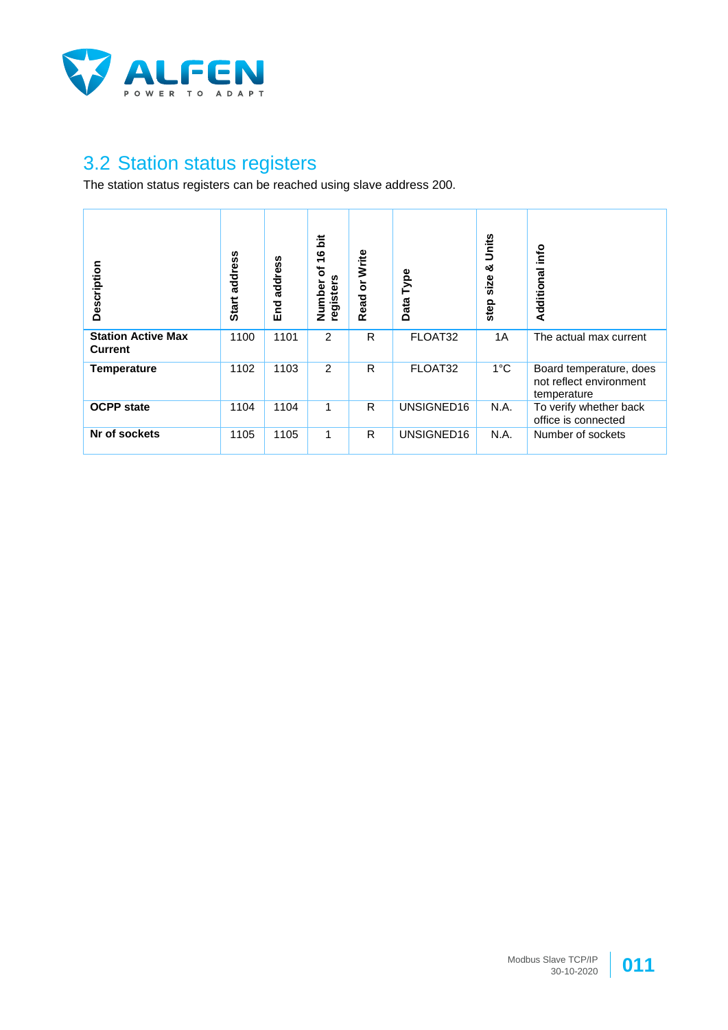## 3.2 Station status registers

The station status registers can be reached using slave address 200.

| Description | Start address | End address | Number of 16 bit registers | Read or Write | Data Type | step size & Units | Additional info |
|---|---|---|---|---|---|---|---|
| **Station Active Max Current** | 1100 | 1101 | 2 | R | FLOAT32 | 1A | The actual max current |
| **Temperature** | 1102 | 1103 | 2 | R | FLOAT32 | 1°C | Board temperature, does not reflect environment temperature |
| **OCPP state** | 1104 | 1104 | 1 | R | UNSIGNED16 | N.A. | To verify whether back office is connected |
| **Nr of sockets** | 1105 | 1105 | 1 | R | UNSIGNED16 | N.A. | Number of sockets |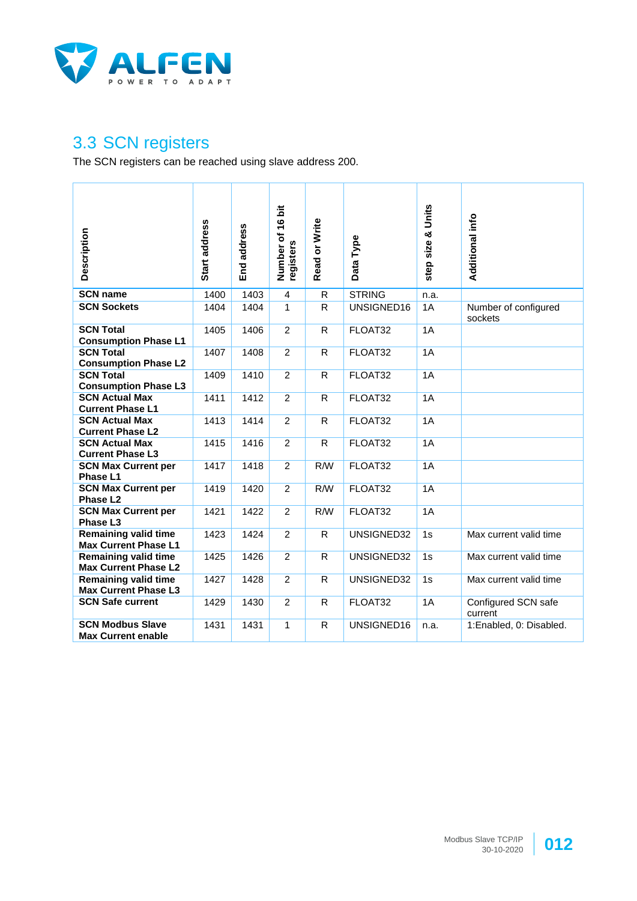## 3.3 SCN registers

The SCN registers can be reached using slave address 200.

| Description | Start address | End address | Number of 16 bit registers | Read or Write | Data Type | step size & Units | Additional info |
|---|---|---|---|---|---|---|---|
| **SCN name** | 1400 | 1403 | 4 | R | STRING | n.a. | |
| **SCN Sockets** | 1404 | 1404 | 1 | R | UNSIGNED16 | 1A | Number of configured sockets |
| **SCN Total Consumption Phase L1** | 1405 | 1406 | 2 | R | FLOAT32 | 1A | |
| **SCN Total Consumption Phase L2** | 1407 | 1408 | 2 | R | FLOAT32 | 1A | |
| **SCN Total Consumption Phase L3** | 1409 | 1410 | 2 | R | FLOAT32 | 1A | |
| **SCN Actual Max Current Phase L1** | 1411 | 1412 | 2 | R | FLOAT32 | 1A | |
| **SCN Actual Max Current Phase L2** | 1413 | 1414 | 2 | R | FLOAT32 | 1A | |
| **SCN Actual Max Current Phase L3** | 1415 | 1416 | 2 | R | FLOAT32 | 1A | |
| **SCN Max Current per Phase L1** | 1417 | 1418 | 2 | R/W | FLOAT32 | 1A | |
| **SCN Max Current per Phase L2** | 1419 | 1420 | 2 | R/W | FLOAT32 | 1A | |
| **SCN Max Current per Phase L3** | 1421 | 1422 | 2 | R/W | FLOAT32 | 1A | |
| **Remaining valid time Max Current Phase L1** | 1423 | 1424 | 2 | R | UNSIGNED32 | 1s | Max current valid time |
| **Remaining valid time Max Current Phase L2** | 1425 | 1426 | 2 | R | UNSIGNED32 | 1s | Max current valid time |
| **Remaining valid time Max Current Phase L3** | 1427 | 1428 | 2 | R | UNSIGNED32 | 1s | Max current valid time |
| **SCN Safe current** | 1429 | 1430 | 2 | R | FLOAT32 | 1A | Configured SCN safe current |
| **SCN Modbus Slave Max Current enable** | 1431 | 1431 | 1 | R | UNSIGNED16 | n.a. | 1:Enabled, 0: Disabled. |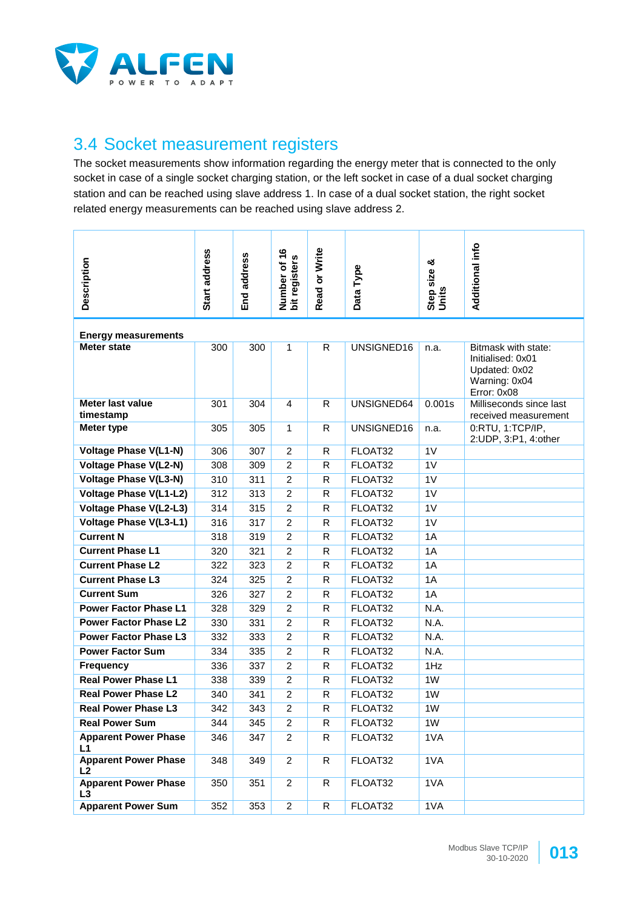## 3.4 Socket measurement registers

The socket measurements show information regarding the energy meter that is connected to the only socket in case of a single socket charging station, or the left socket in case of a dual socket charging station and can be reached using slave address 1. In case of a dual socket station, the right socket related energy measurements can be reached using slave address 2.

| Description | Start address | End address | Number of 16 bit registers | Read or Write | Data Type | Step size & Units | Additional info |
|---|---|---|---|---|---|---|---|
| **Energy measurements** | | | | | | | |
| **Meter state** | 300 | 300 | 1 | R | UNSIGNED16 | n.a. | Bitmask with state: Initialised: 0x01 Updated: 0x02 Warning: 0x04 Error: 0x08 |
| **Meter last value timestamp** | 301 | 304 | 4 | R | UNSIGNED64 | 0.001s | Milliseconds since last received measurement |
| **Meter type** | 305 | 305 | 1 | R | UNSIGNED16 | n.a. | 0:RTU, 1:TCP/IP, 2:UDP, 3:P1, 4:other |
| **Voltage Phase V(L1-N)** | 306 | 307 | 2 | R | FLOAT32 | 1V | |
| **Voltage Phase V(L2-N)** | 308 | 309 | 2 | R | FLOAT32 | 1V | |
| **Voltage Phase V(L3-N)** | 310 | 311 | 2 | R | FLOAT32 | 1V | |
| **Voltage Phase V(L1-L2)** | 312 | 313 | 2 | R | FLOAT32 | 1V | |
| **Voltage Phase V(L2-L3)** | 314 | 315 | 2 | R | FLOAT32 | 1V | |
| **Voltage Phase V(L3-L1)** | 316 | 317 | 2 | R | FLOAT32 | 1V | |
| **Current N** | 318 | 319 | 2 | R | FLOAT32 | 1A | |
| **Current Phase L1** | 320 | 321 | 2 | R | FLOAT32 | 1A | |
| **Current Phase L2** | 322 | 323 | 2 | R | FLOAT32 | 1A | |
| **Current Phase L3** | 324 | 325 | 2 | R | FLOAT32 | 1A | |
| **Current Sum** | 326 | 327 | 2 | R | FLOAT32 | 1A | |
| **Power Factor Phase L1** | 328 | 329 | 2 | R | FLOAT32 | N.A. | |
| **Power Factor Phase L2** | 330 | 331 | 2 | R | FLOAT32 | N.A. | |
| **Power Factor Phase L3** | 332 | 333 | 2 | R | FLOAT32 | N.A. | |
| **Power Factor Sum** | 334 | 335 | 2 | R | FLOAT32 | N.A. | |
| **Frequency** | 336 | 337 | 2 | R | FLOAT32 | 1Hz | |
| **Real Power Phase L1** | 338 | 339 | 2 | R | FLOAT32 | 1W | |
| **Real Power Phase L2** | 340 | 341 | 2 | R | FLOAT32 | 1W | |
| **Real Power Phase L3** | 342 | 343 | 2 | R | FLOAT32 | 1W | |
| **Real Power Sum** | 344 | 345 | 2 | R | FLOAT32 | 1W | |
| **Apparent Power Phase L1** | 346 | 347 | 2 | R | FLOAT32 | 1VA | |
| **Apparent Power Phase L2** | 348 | 349 | 2 | R | FLOAT32 | 1VA | |
| **Apparent Power Phase L3** | 350 | 351 | 2 | R | FLOAT32 | 1VA | |
| **Apparent Power Sum** | 352 | 353 | 2 | R | FLOAT32 | 1VA | |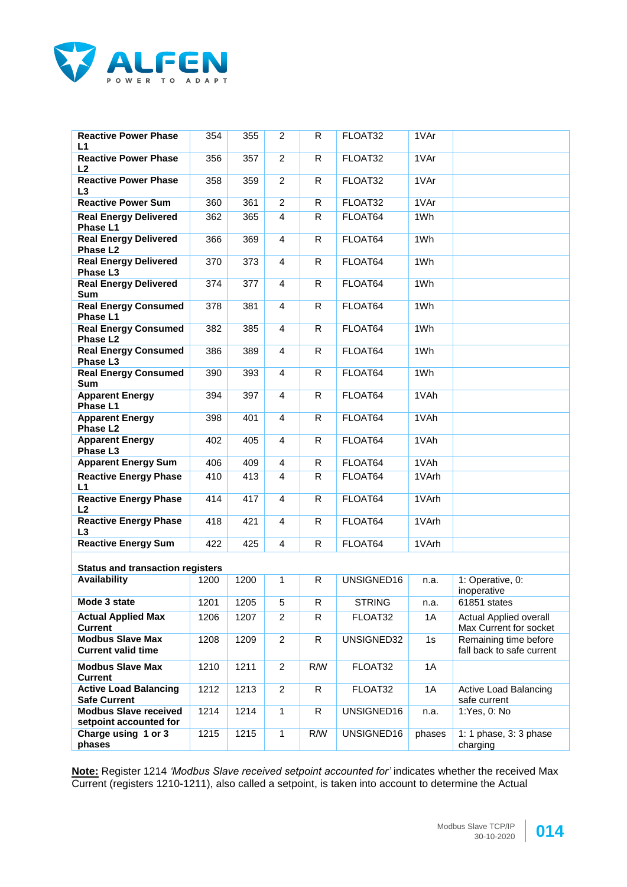| | | | | | | | |
|---|---|---|---|---|---|---|---|
| **Reactive Power Phase L1** | 354 | 355 | 2 | R | FLOAT32 | 1VAr | |
| **Reactive Power Phase L2** | 356 | 357 | 2 | R | FLOAT32 | 1VAr | |
| **Reactive Power Phase L3** | 358 | 359 | 2 | R | FLOAT32 | 1VAr | |
| **Reactive Power Sum** | 360 | 361 | 2 | R | FLOAT32 | 1VAr | |
| **Real Energy Delivered Phase L1** | 362 | 365 | 4 | R | FLOAT64 | 1Wh | |
| **Real Energy Delivered Phase L2** | 366 | 369 | 4 | R | FLOAT64 | 1Wh | |
| **Real Energy Delivered Phase L3** | 370 | 373 | 4 | R | FLOAT64 | 1Wh | |
| **Real Energy Delivered Sum** | 374 | 377 | 4 | R | FLOAT64 | 1Wh | |
| **Real Energy Consumed Phase L1** | 378 | 381 | 4 | R | FLOAT64 | 1Wh | |
| **Real Energy Consumed Phase L2** | 382 | 385 | 4 | R | FLOAT64 | 1Wh | |
| **Real Energy Consumed Phase L3** | 386 | 389 | 4 | R | FLOAT64 | 1Wh | |
| **Real Energy Consumed Sum** | 390 | 393 | 4 | R | FLOAT64 | 1Wh | |
| **Apparent Energy Phase L1** | 394 | 397 | 4 | R | FLOAT64 | 1VAh | |
| **Apparent Energy Phase L2** | 398 | 401 | 4 | R | FLOAT64 | 1VAh | |
| **Apparent Energy Phase L3** | 402 | 405 | 4 | R | FLOAT64 | 1VAh | |
| **Apparent Energy Sum** | 406 | 409 | 4 | R | FLOAT64 | 1VAh | |
| **Reactive Energy Phase L1** | 410 | 413 | 4 | R | FLOAT64 | 1VArh | |
| **Reactive Energy Phase L2** | 414 | 417 | 4 | R | FLOAT64 | 1VArh | |
| **Reactive Energy Phase L3** | 418 | 421 | 4 | R | FLOAT64 | 1VArh | |
| **Reactive Energy Sum** | 422 | 425 | 4 | R | FLOAT64 | 1VArh | |
| **Status and transaction registers** | | | | | | | |
| **Availability** | 1200 | 1200 | 1 | R | UNSIGNED16 | n.a. | 1: Operative, 0: inoperative |
| **Mode 3 state** | 1201 | 1205 | 5 | R | STRING | n.a. | 61851 states |
| **Actual Applied Max Current** | 1206 | 1207 | 2 | R | FLOAT32 | 1A | Actual Applied overall Max Current for socket |
| **Modbus Slave Max Current valid time** | 1208 | 1209 | 2 | R | UNSIGNED32 | 1s | Remaining time before fall back to safe current |
| **Modbus Slave Max Current** | 1210 | 1211 | 2 | R/W | FLOAT32 | 1A | |
| **Active Load Balancing Safe Current** | 1212 | 1213 | 2 | R | FLOAT32 | 1A | Active Load Balancing safe current |
| **Modbus Slave received setpoint accounted for** | 1214 | 1214 | 1 | R | UNSIGNED16 | n.a. | 1:Yes, 0: No |
| **Charge using 1 or 3 phases** | 1215 | 1215 | 1 | R/W | UNSIGNED16 | phases | 1: 1 phase, 3: 3 phase charging |

**Note:** Register 1214 *'Modbus Slave received setpoint accounted for'* indicates whether the received Max Current (registers 1210-1211), also called a setpoint, is taken into account to determine the Actual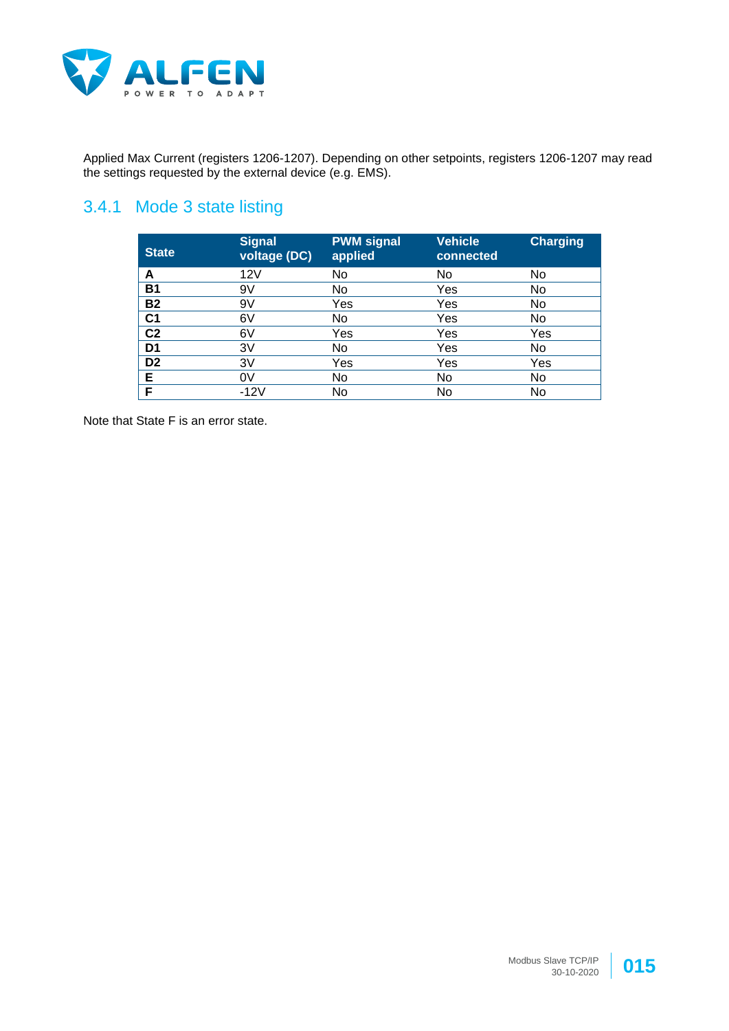Applied Max Current (registers 1206-1207). Depending on other setpoints, registers 1206-1207 may read the settings requested by the external device (e.g. EMS).

### 3.4.1 Mode 3 state listing

| State | Signal voltage (DC) | PWM signal applied | Vehicle connected | Charging |
|---|---|---|---|---|
| **A** | 12V | No | No | No |
| **B1** | 9V | No | Yes | No |
| **B2** | 9V | Yes | Yes | No |
| **C1** | 6V | No | Yes | No |
| **C2** | 6V | Yes | Yes | Yes |
| **D1** | 3V | No | Yes | No |
| **D2** | 3V | Yes | Yes | Yes |
| **E** | 0V | No | No | No |
| **F** | -12V | No | No | No |

Note that State F is an error state.